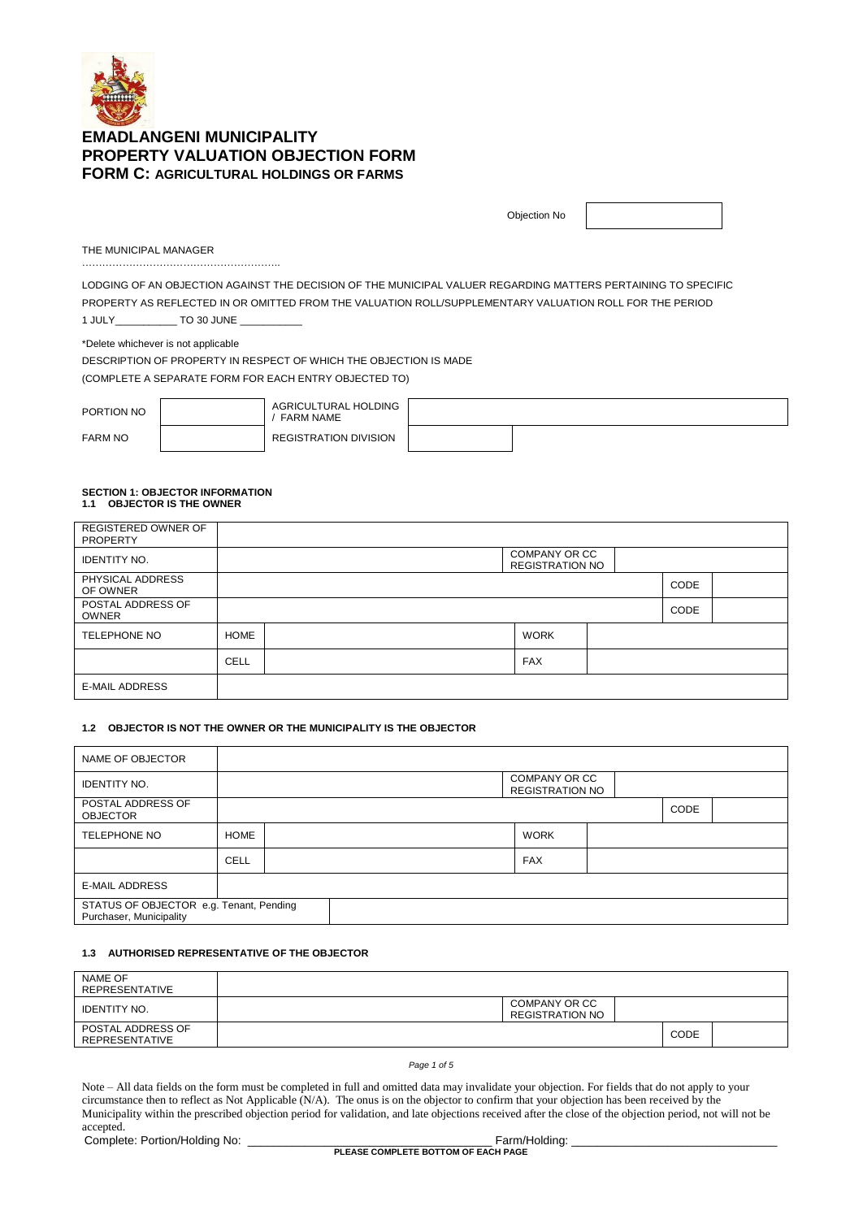# EMADLANGENI MUNICIPALITY
# PROPERTY VALUATION OBJECTION FORM
## FORM C: AGRICULTURAL HOLDINGS OR FARMS

| Objection No | |
|---|---|

THE MUNICIPAL MANAGER

…………………………………………………..

LODGING OF AN OBJECTION AGAINST THE DECISION OF THE MUNICIPAL VALUER REGARDING MATTERS PERTAINING TO SPECIFIC PROPERTY AS REFLECTED IN OR OMITTED FROM THE VALUATION ROLL/SUPPLEMENTARY VALUATION ROLL FOR THE PERIOD 1 JULY___________ TO 30 JUNE ___________

*Delete whichever is not applicable

DESCRIPTION OF PROPERTY IN RESPECT OF WHICH THE OBJECTION IS MADE

(COMPLETE A SEPARATE FORM FOR EACH ENTRY OBJECTED TO)

| PORTION NO | | AGRICULTURAL HOLDING / FARM NAME | |
|---|---|---|---|
| FARM NO | | REGISTRATION DIVISION | |

**SECTION 1: OBJECTOR INFORMATION**

**1.1 OBJECTOR IS THE OWNER**

| REGISTERED OWNER OF PROPERTY | | | | | |
|---|---|---|---|---|---|
| IDENTITY NO. | | | COMPANY OR CC REGISTRATION NO | | |
| PHYSICAL ADDRESS OF OWNER | | | | CODE | |
| POSTAL ADDRESS OF OWNER | | | | CODE | |
| TELEPHONE NO | HOME | | WORK | | |
| | CELL | | FAX | | |
| E-MAIL ADDRESS | | | | | |

**1.2 OBJECTOR IS NOT THE OWNER OR THE MUNICIPALITY IS THE OBJECTOR**

| NAME OF OBJECTOR | | | | | |
|---|---|---|---|---|---|
| IDENTITY NO. | | | COMPANY OR CC REGISTRATION NO | | |
| POSTAL ADDRESS OF OBJECTOR | | | | CODE | |
| TELEPHONE NO | HOME | | WORK | | |
| | CELL | | FAX | | |
| E-MAIL ADDRESS | | | | | |
| STATUS OF OBJECTOR e.g. Tenant, Pending Purchaser, Municipality | | | | | |

**1.3 AUTHORISED REPRESENTATIVE OF THE OBJECTOR**

| NAME OF REPRESENTATIVE | | | | |
|---|---|---|---|---|
| IDENTITY NO. | | COMPANY OR CC REGISTRATION NO | | |
| POSTAL ADDRESS OF REPRESENTATIVE | | | CODE | |

Note – All data fields on the form must be completed in full and omitted data may invalidate your objection. For fields that do not apply to your circumstance then to reflect as Not Applicable (N/A). The onus is on the objector to confirm that your objection has been received by the Municipality within the prescribed objection period for validation, and late objections received after the close of the objection period, not will not be accepted.

Complete: Portion/Holding No: ______________________________________ Farm/Holding: ________________________________

**PLEASE COMPLETE BOTTOM OF EACH PAGE**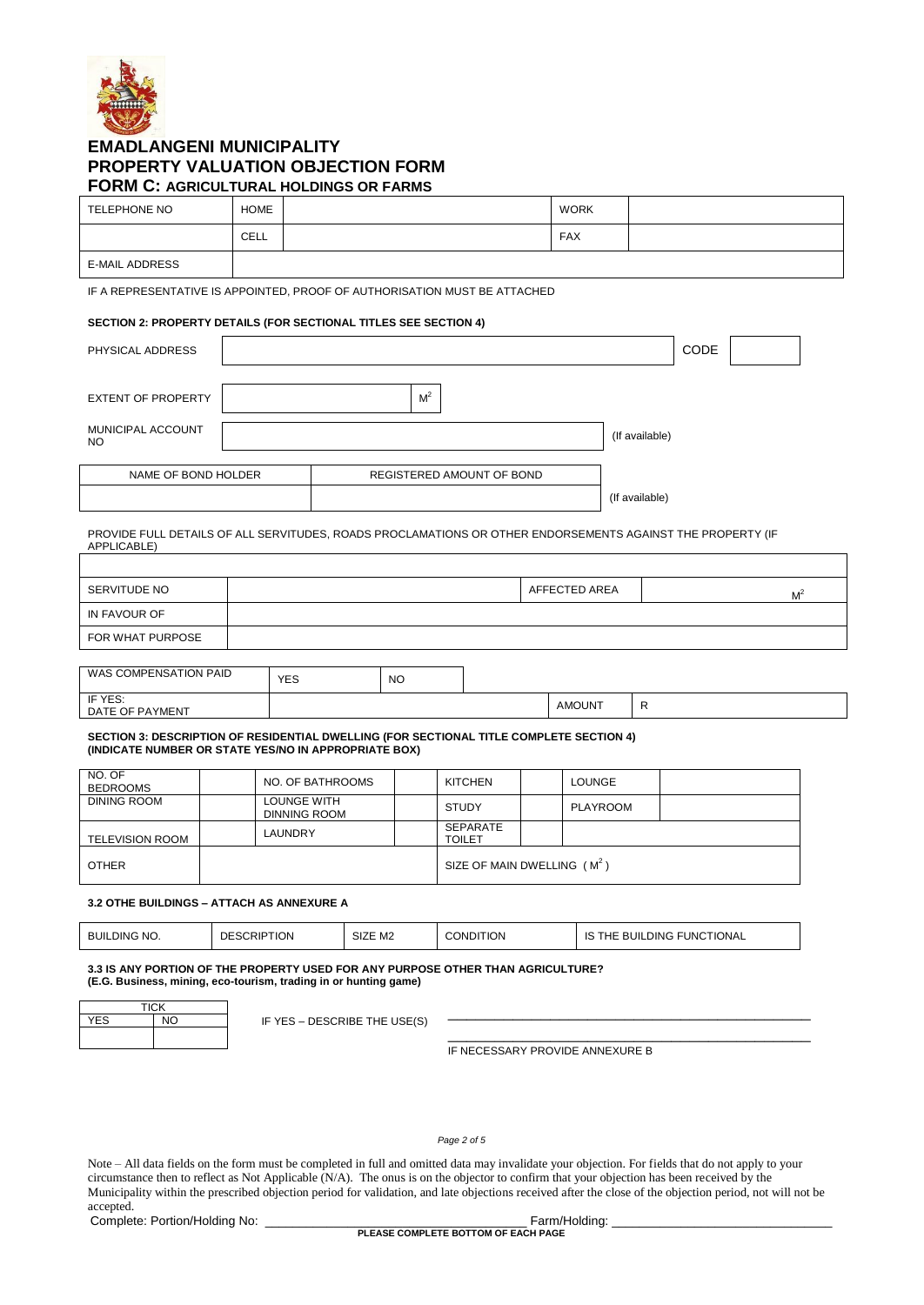# EMADLANGENI MUNICIPALITY
# PROPERTY VALUATION OBJECTION FORM
## FORM C: AGRICULTURAL HOLDINGS OR FARMS

| TELEPHONE NO | HOME | | WORK | |
|---|---|---|---|---|
| | CELL | | FAX | |
| E-MAIL ADDRESS | | | | |

IF A REPRESENTATIVE IS APPOINTED, PROOF OF AUTHORISATION MUST BE ATTACHED

**SECTION 2: PROPERTY DETAILS (FOR SECTIONAL TITLES SEE SECTION 4)**

| PHYSICAL ADDRESS | | CODE | |
|---|---|---|---|

| EXTENT OF PROPERTY | | $M^2$ |
|---|---|---|

| MUNICIPAL ACCOUNT NO | | (If available) |
|---|---|---|

| NAME OF BOND HOLDER | REGISTERED AMOUNT OF BOND | |
|---|---|---|
| | | (If available) |

PROVIDE FULL DETAILS OF ALL SERVITUDES, ROADS PROCLAMATIONS OR OTHER ENDORSEMENTS AGAINST THE PROPERTY (IF APPLICABLE)

| SERVITUDE NO | | AFFECTED AREA | $M^2$ |
|---|---|---|---|
| IN FAVOUR OF | | | |
| FOR WHAT PURPOSE | | | |

| WAS COMPENSATION PAID | YES | NO | | |
|---|---|---|---|---|
| IF YES: DATE OF PAYMENT | | | AMOUNT | R |

**SECTION 3: DESCRIPTION OF RESIDENTIAL DWELLING (FOR SECTIONAL TITLE COMPLETE SECTION 4) (INDICATE NUMBER OR STATE YES/NO IN APPROPRIATE BOX)**

| NO. OF BEDROOMS | | NO. OF BATHROOMS | | KITCHEN | | LOUNGE | |
|---|---|---|---|---|---|---|---|
| DINING ROOM | | LOUNGE WITH DINNING ROOM | | STUDY | | PLAYROOM | |
| TELEVISION ROOM | | LAUNDRY | | SEPARATE TOILET | | | |
| OTHER | | | | SIZE OF MAIN DWELLING ($M^2$) | | | |

**3.2 OTHE BUILDINGS – ATTACH AS ANNEXURE A**

| BUILDING NO. | DESCRIPTION | SIZE M2 | CONDITION | IS THE BUILDING FUNCTIONAL |
|---|---|---|---|---|

**3.3 IS ANY PORTION OF THE PROPERTY USED FOR ANY PURPOSE OTHER THAN AGRICULTURE? (E.G. Business, mining, eco-tourism, trading in or hunting game)**

| TICK | |
|---|---|
| YES | NO |
| | |

IF YES – DESCRIBE THE USE(S) ______________________________________________

______________________________________________

IF NECESSARY PROVIDE ANNEXURE B

Note – All data fields on the form must be completed in full and omitted data may invalidate your objection. For fields that do not apply to your circumstance then to reflect as Not Applicable (N/A). The onus is on the objector to confirm that your objection has been received by the Municipality within the prescribed objection period for validation, and late objections received after the close of the objection period, not will not be accepted.

Complete: Portion/Holding No: ______________________________ Farm/Holding: ______________________________

**PLEASE COMPLETE BOTTOM OF EACH PAGE**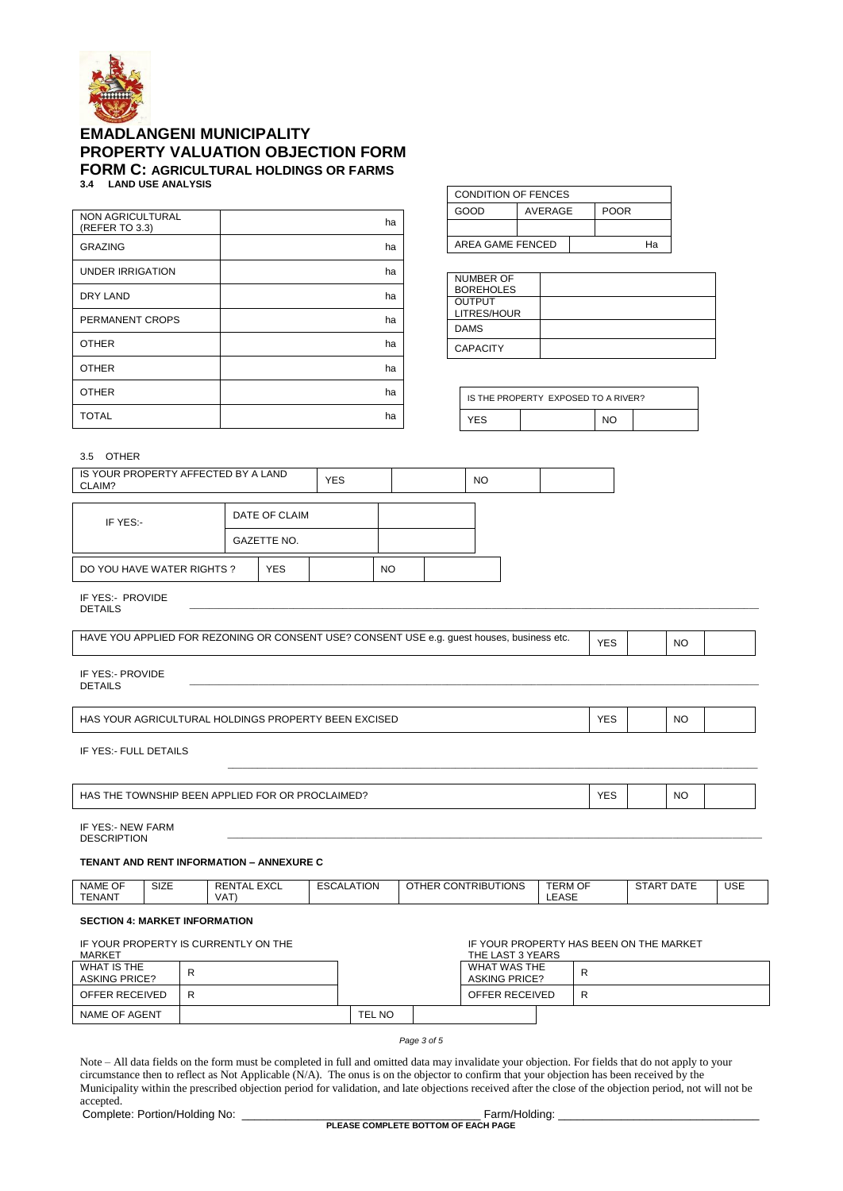# EMADLANGENI MUNICIPALITY

# PROPERTY VALUATION OBJECTION FORM

## FORM C: AGRICULTURAL HOLDINGS OR FARMS

### 3.4 LAND USE ANALYSIS

| | |
|---|---|
| NON AGRICULTURAL (REFER TO 3.3) | ha |
| GRAZING | ha |
| UNDER IRRIGATION | ha |
| DRY LAND | ha |
| PERMANENT CROPS | ha |
| OTHER | ha |
| OTHER | ha |
| OTHER | ha |
| TOTAL | ha |

| CONDITION OF FENCES | | |
|---|---|---|
| GOOD | AVERAGE | POOR |
| | | |
| AREA GAME FENCED | | Ha |

| | |
|---|---|
| NUMBER OF BOREHOLES | |
| OUTPUT LITRES/HOUR | |
| DAMS | |
| CAPACITY | |

| IS THE PROPERTY EXPOSED TO A RIVER? | | | |
|---|---|---|---|
| YES | | NO | |

### 3.5 OTHER

| IS YOUR PROPERTY AFFECTED BY A LAND CLAIM? | YES | | NO | |
|---|---|---|---|---|

| IF YES:- | DATE OF CLAIM | |
|---|---|---|
| | GAZETTE NO. | |

| DO YOU HAVE WATER RIGHTS ? | YES | | NO | |
|---|---|---|---|---|

IF YES:- PROVIDE DETAILS ______________________________

| HAVE YOU APPLIED FOR REZONING OR CONSENT USE? CONSENT USE e.g. guest houses, business etc. | YES | | NO | |
|---|---|---|---|---|

IF YES:- PROVIDE DETAILS ______________________________

| HAS YOUR AGRICULTURAL HOLDINGS PROPERTY BEEN EXCISED | YES | | NO | |
|---|---|---|---|---|

IF YES:- FULL DETAILS

______________________________

| HAS THE TOWNSHIP BEEN APPLIED FOR OR PROCLAIMED? | YES | | NO | |
|---|---|---|---|---|

IF YES:- NEW FARM DESCRIPTION ______________________________

**TENANT AND RENT INFORMATION – ANNEXURE C**

| NAME OF TENANT | SIZE | RENTAL EXCL VAT) | ESCALATION | OTHER CONTRIBUTIONS | TERM OF LEASE | START DATE | USE |
|---|---|---|---|---|---|---|---|

**SECTION 4: MARKET INFORMATION**

IF YOUR PROPERTY IS CURRENTLY ON THE MARKET

| | | | |
|---|---|---|---|
| WHAT IS THE ASKING PRICE? | R | | |
| OFFER RECEIVED | R | | |
| NAME OF AGENT | | TEL NO | |

IF YOUR PROPERTY HAS BEEN ON THE MARKET THE LAST 3 YEARS

| | |
|---|---|
| WHAT WAS THE ASKING PRICE? | R |
| OFFER RECEIVED | R |

Note – All data fields on the form must be completed in full and omitted data may invalidate your objection. For fields that do not apply to your circumstance then to reflect as Not Applicable (N/A). The onus is on the objector to confirm that your objection has been received by the Municipality within the prescribed objection period for validation, and late objections received after the close of the objection period, will not be accepted.

Complete: Portion/Holding No: ______________________ Farm/Holding: ______________________

**PLEASE COMPLETE BOTTOM OF EACH PAGE**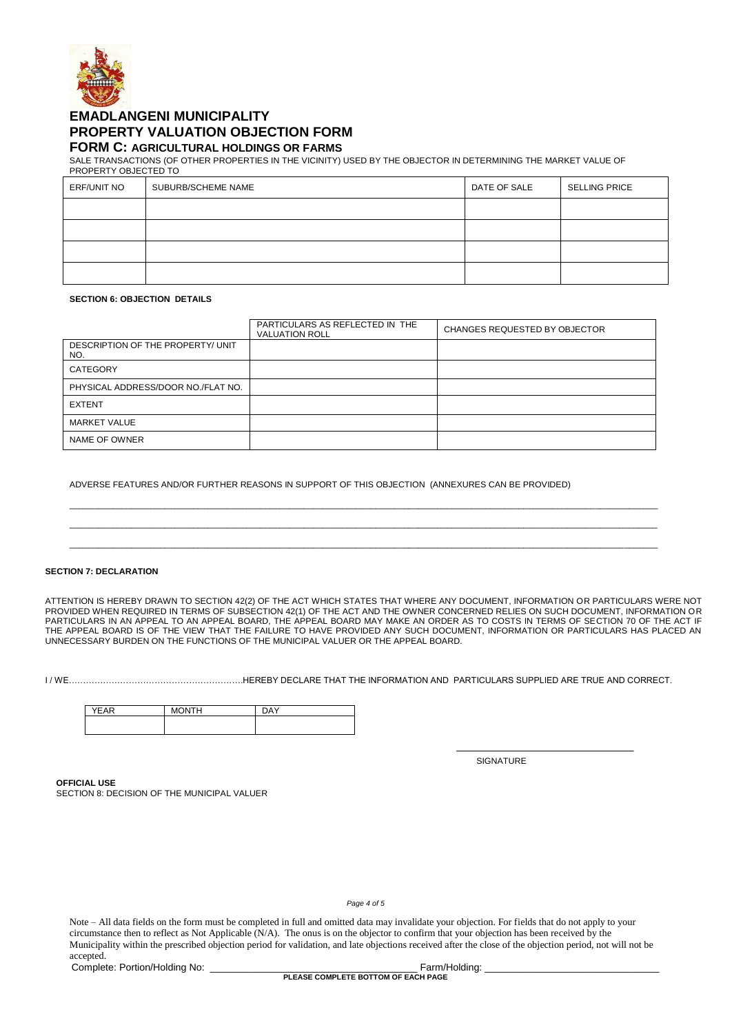# EMADLANGENI MUNICIPALITY
# PROPERTY VALUATION OBJECTION FORM
## FORM C: AGRICULTURAL HOLDINGS OR FARMS

SALE TRANSACTIONS (OF OTHER PROPERTIES IN THE VICINITY) USED BY THE OBJECTOR IN DETERMINING THE MARKET VALUE OF PROPERTY OBJECTED TO

| ERF/UNIT NO | SUBURB/SCHEME NAME | DATE OF SALE | SELLING PRICE |
|---|---|---|---|
| | | | |
| | | | |
| | | | |
| | | | |

**SECTION 6: OBJECTION DETAILS**

| | PARTICULARS AS REFLECTED IN THE VALUATION ROLL | CHANGES REQUESTED BY OBJECTOR |
|---|---|---|
| DESCRIPTION OF THE PROPERTY/ UNIT NO. | | |
| CATEGORY | | |
| PHYSICAL ADDRESS/DOOR NO./FLAT NO. | | |
| EXTENT | | |
| MARKET VALUE | | |
| NAME OF OWNER | | |

ADVERSE FEATURES AND/OR FURTHER REASONS IN SUPPORT OF THIS OBJECTION (ANNEXURES CAN BE PROVIDED)

\_\_\_\_\_\_\_\_\_\_\_\_\_\_\_\_\_\_\_\_\_\_\_\_\_\_\_\_\_\_\_\_\_\_\_\_\_\_\_\_\_\_\_\_\_\_\_\_\_\_\_\_\_\_\_\_\_\_\_\_\_\_\_\_\_\_\_\_\_\_\_\_\_\_\_\_\_\_

\_\_\_\_\_\_\_\_\_\_\_\_\_\_\_\_\_\_\_\_\_\_\_\_\_\_\_\_\_\_\_\_\_\_\_\_\_\_\_\_\_\_\_\_\_\_\_\_\_\_\_\_\_\_\_\_\_\_\_\_\_\_\_\_\_\_\_\_\_\_\_\_\_\_\_\_\_\_

\_\_\_\_\_\_\_\_\_\_\_\_\_\_\_\_\_\_\_\_\_\_\_\_\_\_\_\_\_\_\_\_\_\_\_\_\_\_\_\_\_\_\_\_\_\_\_\_\_\_\_\_\_\_\_\_\_\_\_\_\_\_\_\_\_\_\_\_\_\_\_\_\_\_\_\_\_\_

**SECTION 7: DECLARATION**

ATTENTION IS HEREBY DRAWN TO SECTION 42(2) OF THE ACT WHICH STATES THAT WHERE ANY DOCUMENT, INFORMATION OR PARTICULARS WERE NOT PROVIDED WHEN REQUIRED IN TERMS OF SUBSECTION 42(1) OF THE ACT AND THE OWNER CONCERNED RELIES ON SUCH DOCUMENT, INFORMATION OR PARTICULARS IN AN APPEAL TO AN APPEAL BOARD, THE APPEAL BOARD MAY MAKE AN ORDER AS TO COSTS IN TERMS OF SECTION 70 OF THE ACT IF THE APPEAL BOARD IS OF THE VIEW THAT THE FAILURE TO HAVE PROVIDED ANY SUCH DOCUMENT, INFORMATION OR PARTICULARS HAS PLACED AN UNNECESSARY BURDEN ON THE FUNCTIONS OF THE MUNICIPAL VALUER OR THE APPEAL BOARD.

I / WE……………………………………………………HEREBY DECLARE THAT THE INFORMATION AND PARTICULARS SUPPLIED ARE TRUE AND CORRECT.

| YEAR | MONTH | DAY |
|---|---|---|
| | | |

\_\_\_\_\_\_\_\_\_\_\_\_\_\_\_\_\_\_\_\_\_\_\_\_\_\_\_\_\_\_

SIGNATURE

**OFFICIAL USE**

SECTION 8: DECISION OF THE MUNICIPAL VALUER

Note – All data fields on the form must be completed in full and omitted data may invalidate your objection. For fields that do not apply to your circumstance then to reflect as Not Applicable (N/A). The onus is on the objector to confirm that your objection has been received by the Municipality within the prescribed objection period for validation, and late objections received after the close of the objection period, not will not be accepted.

Complete: Portion/Holding No: \_\_\_\_\_\_\_\_\_\_\_\_\_\_\_\_\_\_\_\_\_\_\_\_\_\_\_\_\_\_ Farm/Holding: \_\_\_\_\_\_\_\_\_\_\_\_\_\_\_\_\_\_\_\_\_\_\_\_\_\_\_\_\_\_

**PLEASE COMPLETE BOTTOM OF EACH PAGE**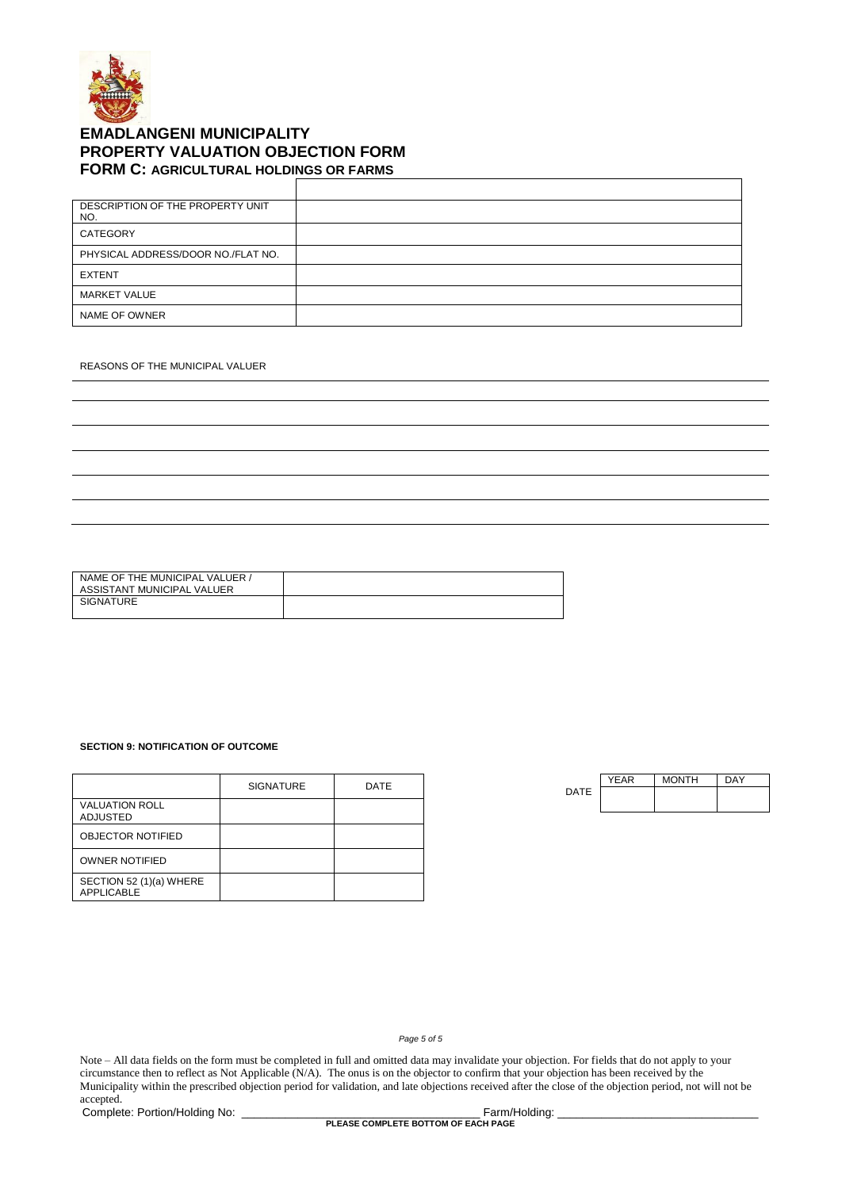# EMADLANGENI MUNICIPALITY
## PROPERTY VALUATION OBJECTION FORM
### FORM C: AGRICULTURAL HOLDINGS OR FARMS

| | |
|---|---|
| DESCRIPTION OF THE PROPERTY UNIT NO. | |
| CATEGORY | |
| PHYSICAL ADDRESS/DOOR NO./FLAT NO. | |
| EXTENT | |
| MARKET VALUE | |
| NAME OF OWNER | |

REASONS OF THE MUNICIPAL VALUER

| | |
|---|---|
| NAME OF THE MUNICIPAL VALUER / ASSISTANT MUNICIPAL VALUER | |
| SIGNATURE | |

**SECTION 9: NOTIFICATION OF OUTCOME**

| | SIGNATURE | DATE |
|---|---|---|
| VALUATION ROLL ADJUSTED | | |
| OBJECTOR NOTIFIED | | |
| OWNER NOTIFIED | | |
| SECTION 52 (1)(a) WHERE APPLICABLE | | |

| | YEAR | MONTH | DAY |
|---|---|---|---|
| DATE | | | |

Note – All data fields on the form must be completed in full and omitted data may invalidate your objection. For fields that do not apply to your circumstance then to reflect as Not Applicable (N/A). The onus is on the objector to confirm that your objection has been received by the Municipality within the prescribed objection period for validation, and late objections received after the close of the objection period, not will not be accepted.

Complete: Portion/Holding No: ______________________________ Farm/Holding: ______________________________

**PLEASE COMPLETE BOTTOM OF EACH PAGE**